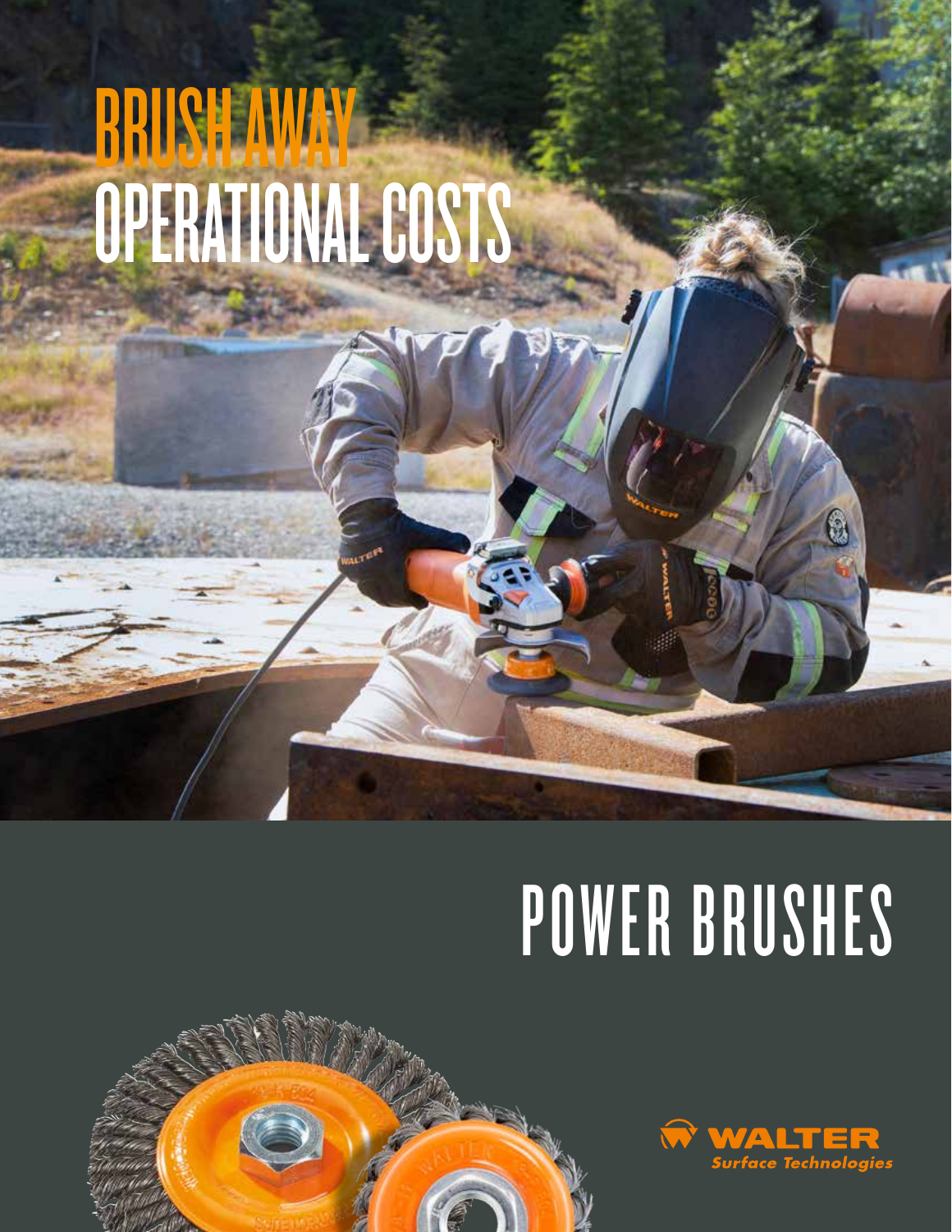# BRUSH AWAY OPERATIONAL COSTS

# POWER BRUSHES

**WALTER**
*Surface Technologies*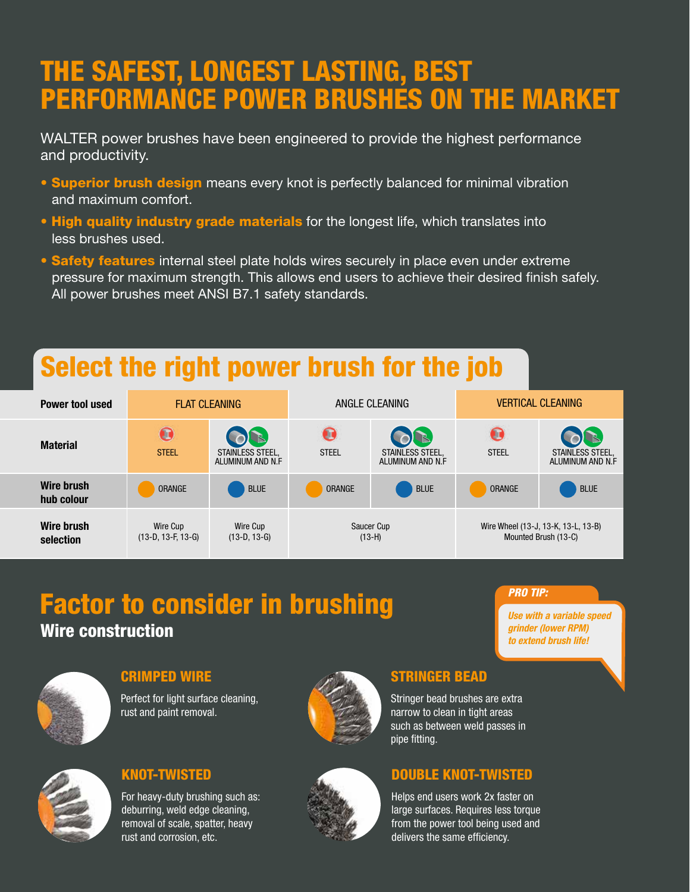# THE SAFEST, LONGEST LASTING, BEST PERFORMANCE POWER BRUSHES ON THE MARKET

WALTER power brushes have been engineered to provide the highest performance and productivity.

- **Superior brush design** means every knot is perfectly balanced for minimal vibration and maximum comfort.
- **High quality industry grade materials** for the longest life, which translates into less brushes used.
- **Safety features** internal steel plate holds wires securely in place even under extreme pressure for maximum strength. This allows end users to achieve their desired finish safely. All power brushes meet ANSI B7.1 safety standards.

## Select the right power brush for the job

| Power tool used | FLAT CLEANING | | ANGLE CLEANING | | VERTICAL CLEANING | |
|---|---|---|---|---|---|---|
| **Material** | STEEL | STAINLESS STEEL, ALUMINUM AND N.F | STEEL | STAINLESS STEEL, ALUMINUM AND N.F | STEEL | STAINLESS STEEL, ALUMINUM AND N.F |
| **Wire brush hub colour** | ORANGE | BLUE | ORANGE | BLUE | ORANGE | BLUE |
| **Wire brush selection** | Wire Cup (13-D, 13-F, 13-G) | Wire Cup (13-D, 13-G) | Saucer Cup (13-H) | | Wire Wheel (13-J, 13-K, 13-L, 13-B) Mounted Brush (13-C) | |

## Factor to consider in brushing

### Wire construction

*PRO TIP:*

*Use with a variable speed grinder (lower RPM) to extend brush life!*

#### CRIMPED WIRE

Perfect for light surface cleaning, rust and paint removal.

#### KNOT-TWISTED

For heavy-duty brushing such as: deburring, weld edge cleaning, removal of scale, spatter, heavy rust and corrosion, etc.

#### STRINGER BEAD

Stringer bead brushes are extra narrow to clean in tight areas such as between weld passes in pipe fitting.

#### DOUBLE KNOT-TWISTED

Helps end users work 2x faster on large surfaces. Requires less torque from the power tool being used and delivers the same efficiency.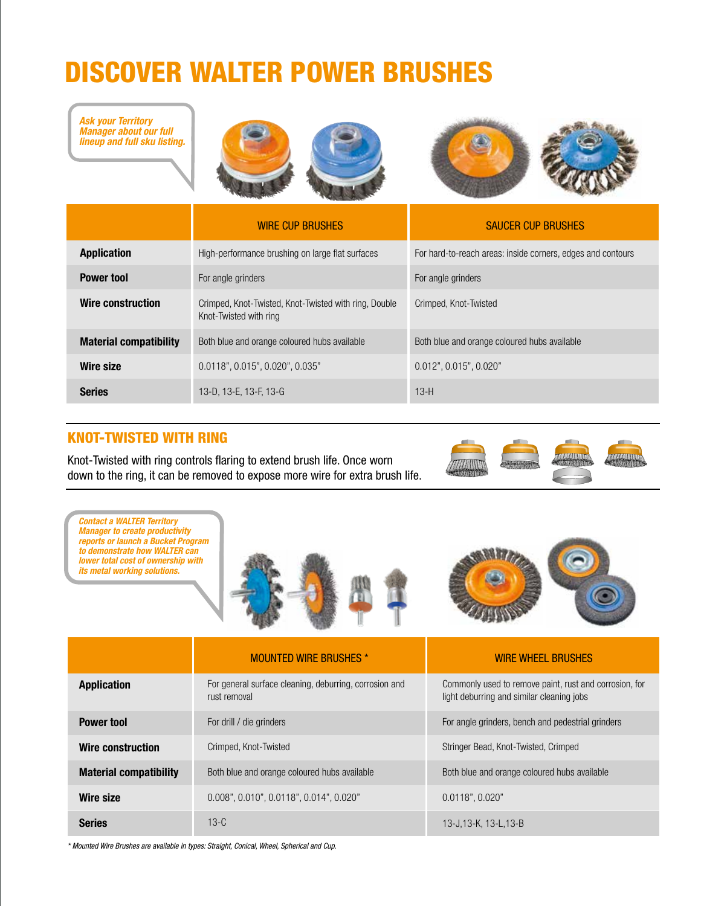# DISCOVER WALTER POWER BRUSHES

*Ask your Territory Manager about our full lineup and full sku listing.*

| | WIRE CUP BRUSHES | SAUCER CUP BRUSHES |
|---|---|---|
| **Application** | High-performance brushing on large flat surfaces | For hard-to-reach areas: inside corners, edges and contours |
| **Power tool** | For angle grinders | For angle grinders |
| **Wire construction** | Crimped, Knot-Twisted, Knot-Twisted with ring, Double Knot-Twisted with ring | Crimped, Knot-Twisted |
| **Material compatibility** | Both blue and orange coloured hubs available | Both blue and orange coloured hubs available |
| **Wire size** | 0.0118", 0.015", 0.020", 0.035" | 0.012", 0.015", 0.020" |
| **Series** | 13-D, 13-E, 13-F, 13-G | 13-H |

## KNOT-TWISTED WITH RING

Knot-Twisted with ring controls flaring to extend brush life. Once worn down to the ring, it can be removed to expose more wire for extra brush life.

*Contact a WALTER Territory Manager to create productivity reports or launch a Bucket Program to demonstrate how WALTER can lower total cost of ownership with its metal working solutions.*

| | MOUNTED WIRE BRUSHES * | WIRE WHEEL BRUSHES |
|---|---|---|
| **Application** | For general surface cleaning, deburring, corrosion and rust removal | Commonly used to remove paint, rust and corrosion, for light deburring and similar cleaning jobs |
| **Power tool** | For drill / die grinders | For angle grinders, bench and pedestrial grinders |
| **Wire construction** | Crimped, Knot-Twisted | Stringer Bead, Knot-Twisted, Crimped |
| **Material compatibility** | Both blue and orange coloured hubs available | Both blue and orange coloured hubs available |
| **Wire size** | 0.008", 0.010", 0.0118", 0.014", 0.020" | 0.0118", 0.020" |
| **Series** | 13-C | 13-J,13-K, 13-L,13-B |

*\* Mounted Wire Brushes are available in types: Straight, Conical, Wheel, Spherical and Cup.*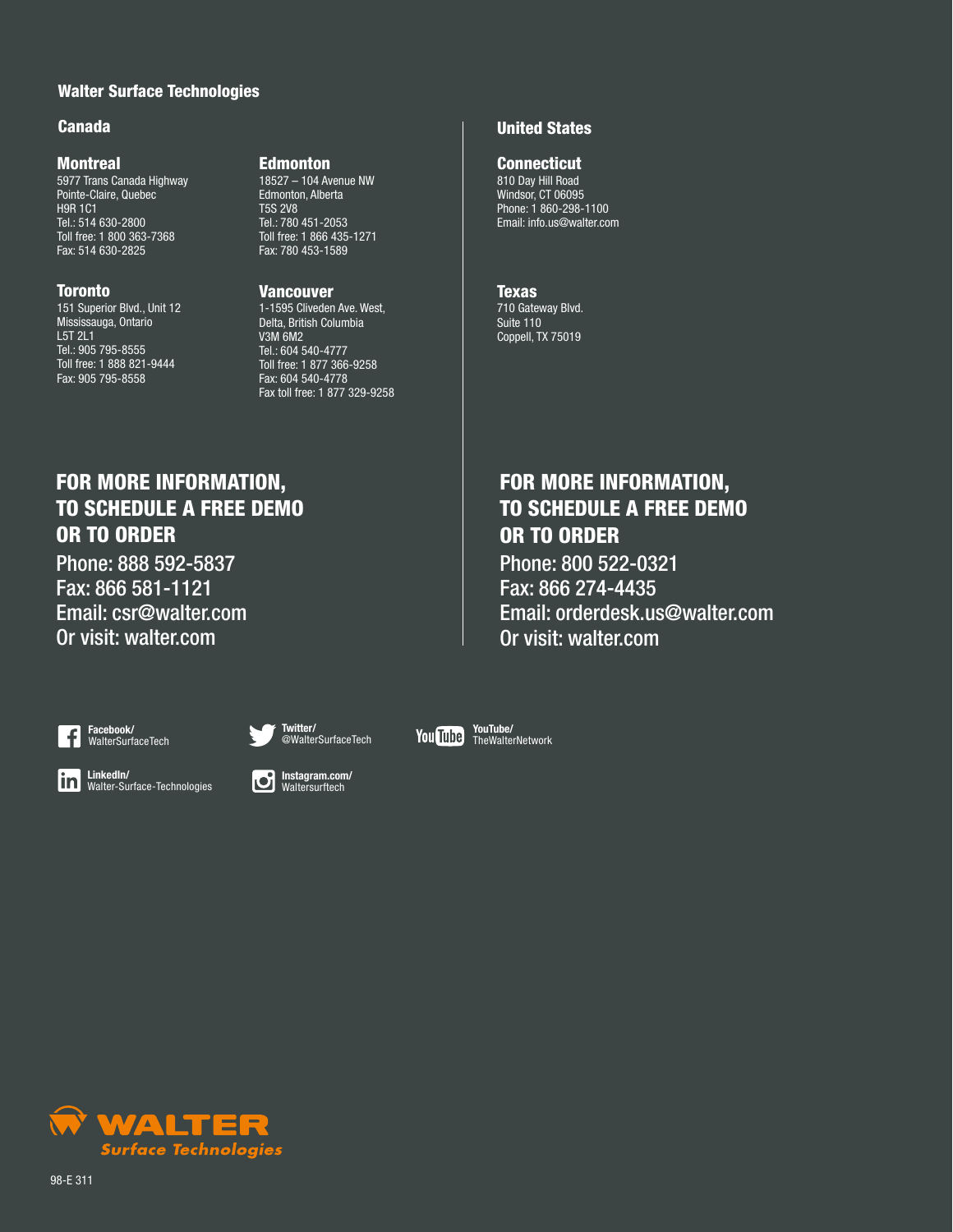## Walter Surface Technologies

### Canada

**Montreal**
5977 Trans Canada Highway
Pointe-Claire, Quebec
H9R 1C1
Tel.: 514 630-2800
Toll free: 1 800 363-7368
Fax: 514 630-2825

**Edmonton**
18527 – 104 Avenue NW
Edmonton, Alberta
T5S 2V8
Tel.: 780 451-2053
Toll free: 1 866 435-1271
Fax: 780 453-1589

**Toronto**
151 Superior Blvd., Unit 12
Mississauga, Ontario
L5T 2L1
Tel.: 905 795-8555
Toll free: 1 888 821-9444
Fax: 905 795-8558

**Vancouver**
1-1595 Cliveden Ave. West,
Delta, British Columbia
V3M 6M2
Tel.: 604 540-4777
Toll free: 1 877 366-9258
Fax: 604 540-4778
Fax toll free: 1 877 329-9258

**FOR MORE INFORMATION, TO SCHEDULE A FREE DEMO OR TO ORDER**
Phone: 888 592-5837
Fax: 866 581-1121
Email: csr@walter.com
Or visit: walter.com

### United States

**Connecticut**
810 Day Hill Road
Windsor, CT 06095
Phone: 1 860-298-1100
Email: info.us@walter.com

**Texas**
710 Gateway Blvd.
Suite 110
Coppell, TX 75019

**FOR MORE INFORMATION, TO SCHEDULE A FREE DEMO OR TO ORDER**
Phone: 800 522-0321
Fax: 866 274-4435
Email: orderdesk.us@walter.com
Or visit: walter.com

**Facebook/** WalterSurfaceTech
**Twitter/** @WalterSurfaceTech
**YouTube/** TheWalterNetwork
**LinkedIn/** Walter-Surface-Technologies
**Instagram.com/** Waltersurftech

WALTER
*Surface Technologies*

98-E 311